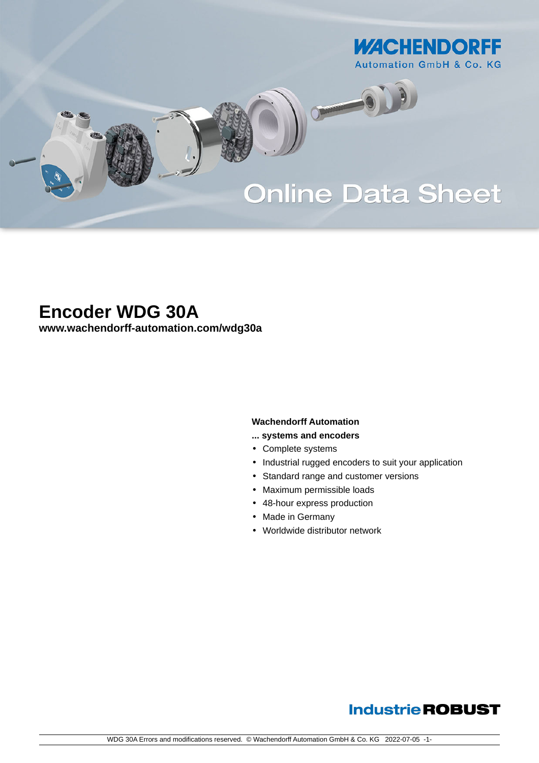WACHENDORFF

Automation GmbH & Co. KG

Online Data Sheet

# Encoder WDG 30A

**www.wachendorff-automation.com/wdg30a**

**Wachendorff Automation**

**... systems and encoders**

- Complete systems
- Industrial rugged encoders to suit your application
- Standard range and customer versions
- Maximum permissible loads
- 48-hour express production
- Made in Germany
- Worldwide distributor network

Industrie **ROBUST**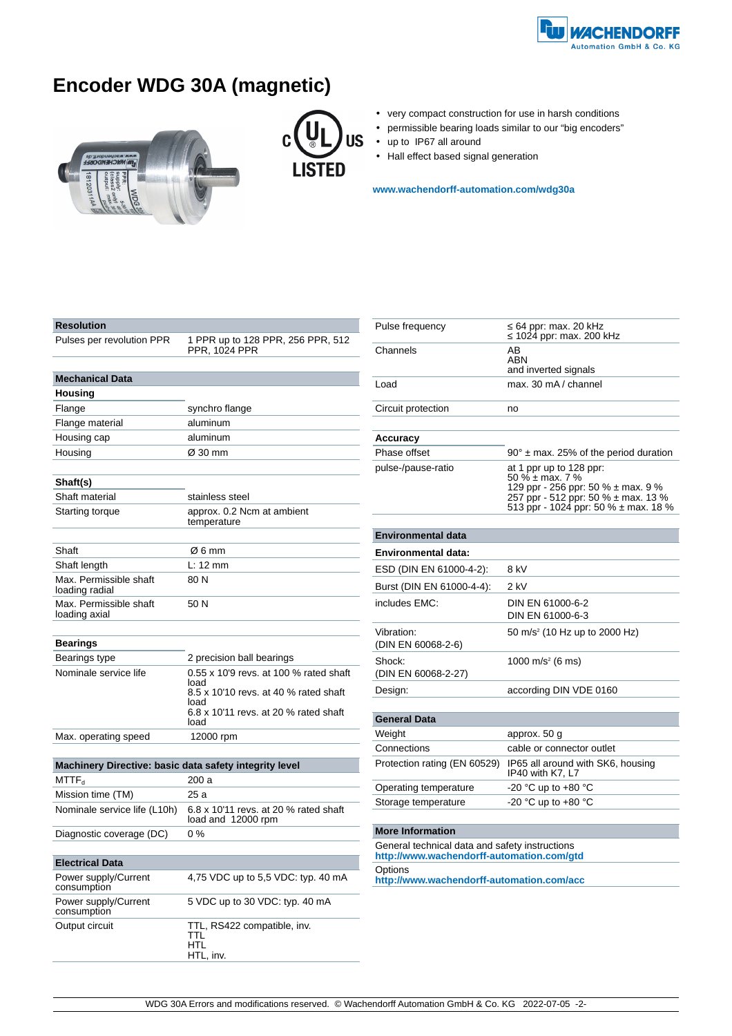# Encoder WDG 30A (magnetic)

- very compact construction for use in harsh conditions
- permissible bearing loads similar to our "big encoders"
- up to IP67 all around
- Hall effect based signal generation

**www.wachendorff-automation.com/wdg30a**

| **Resolution** | |
|---|---|
| Pulses per revolution PPR | 1 PPR up to 128 PPR, 256 PPR, 512 PPR, 1024 PPR |

| **Mechanical Data** | |
|---|---|
| **Housing** | |
| Flange | synchro flange |
| Flange material | aluminum |
| Housing cap | aluminum |
| Housing | Ø 30 mm |
| **Shaft(s)** | |
| Shaft material | stainless steel |
| Starting torque | approx. 0.2 Ncm at ambient temperature |
| Shaft | Ø 6 mm |
| Shaft length | L: 12 mm |
| Max. Permissible shaft loading radial | 80 N |
| Max. Permissible shaft loading axial | 50 N |
| **Bearings** | |
| Bearings type | 2 precision ball bearings |
| Nominale service life | 0.55 x 10'9 revs. at 100 % rated shaft load<br>8.5 x 10'10 revs. at 40 % rated shaft load<br>6.8 x 10'11 revs. at 20 % rated shaft load |
| Max. operating speed | 12000 rpm |

| **Machinery Directive: basic data safety integrity level** | |
|---|---|
| $MTTF_d$ | 200 a |
| Mission time (TM) | 25 a |
| Nominale service life (L10h) | 6.8 x 10'11 revs. at 20 % rated shaft load and 12000 rpm |
| Diagnostic coverage (DC) | 0 % |

| **Electrical Data** | |
|---|---|
| Power supply/Current consumption | 4,75 VDC up to 5,5 VDC: typ. 40 mA |
| Power supply/Current consumption | 5 VDC up to 30 VDC: typ. 40 mA |
| Output circuit | TTL, RS422 compatible, inv.<br>TTL<br>HTL<br>HTL, inv. |
| Pulse frequency | ≤ 64 ppr: max. 20 kHz<br>≤ 1024 ppr: max. 200 kHz |
| Channels | AB<br>ABN<br>and inverted signals |
| Load | max. 30 mA / channel |
| Circuit protection | no |

| **Accuracy** | |
|---|---|
| Phase offset | 90° ± max. 25% of the period duration |
| pulse-/pause-ratio | at 1 ppr up to 128 ppr:<br>50 % ± max. 7 %<br>129 ppr - 256 ppr: 50 % ± max. 9 %<br>257 ppr - 512 ppr: 50 % ± max. 13 %<br>513 ppr - 1024 ppr: 50 % ± max. 18 % |

| **Environmental data** | |
|---|---|
| **Environmental data:** | |
| ESD (DIN EN 61000-4-2): | 8 kV |
| Burst (DIN EN 61000-4-4): | 2 kV |
| includes EMC: | DIN EN 61000-6-2<br>DIN EN 61000-6-3 |
| Vibration: (DIN EN 60068-2-6) | 50 m/s² (10 Hz up to 2000 Hz) |
| Shock: (DIN EN 60068-2-27) | 1000 m/s² (6 ms) |
| Design: | according DIN VDE 0160 |

| **General Data** | |
|---|---|
| Weight | approx. 50 g |
| Connections | cable or connector outlet |
| Protection rating (EN 60529) | IP65 all around with SK6, housing IP40 with K7, L7 |
| Operating temperature | -20 °C up to +80 °C |
| Storage temperature | -20 °C up to +80 °C |

**More Information**

General technical data and safety instructions
**http://www.wachendorff-automation.com/gtd**

Options
**http://www.wachendorff-automation.com/acc**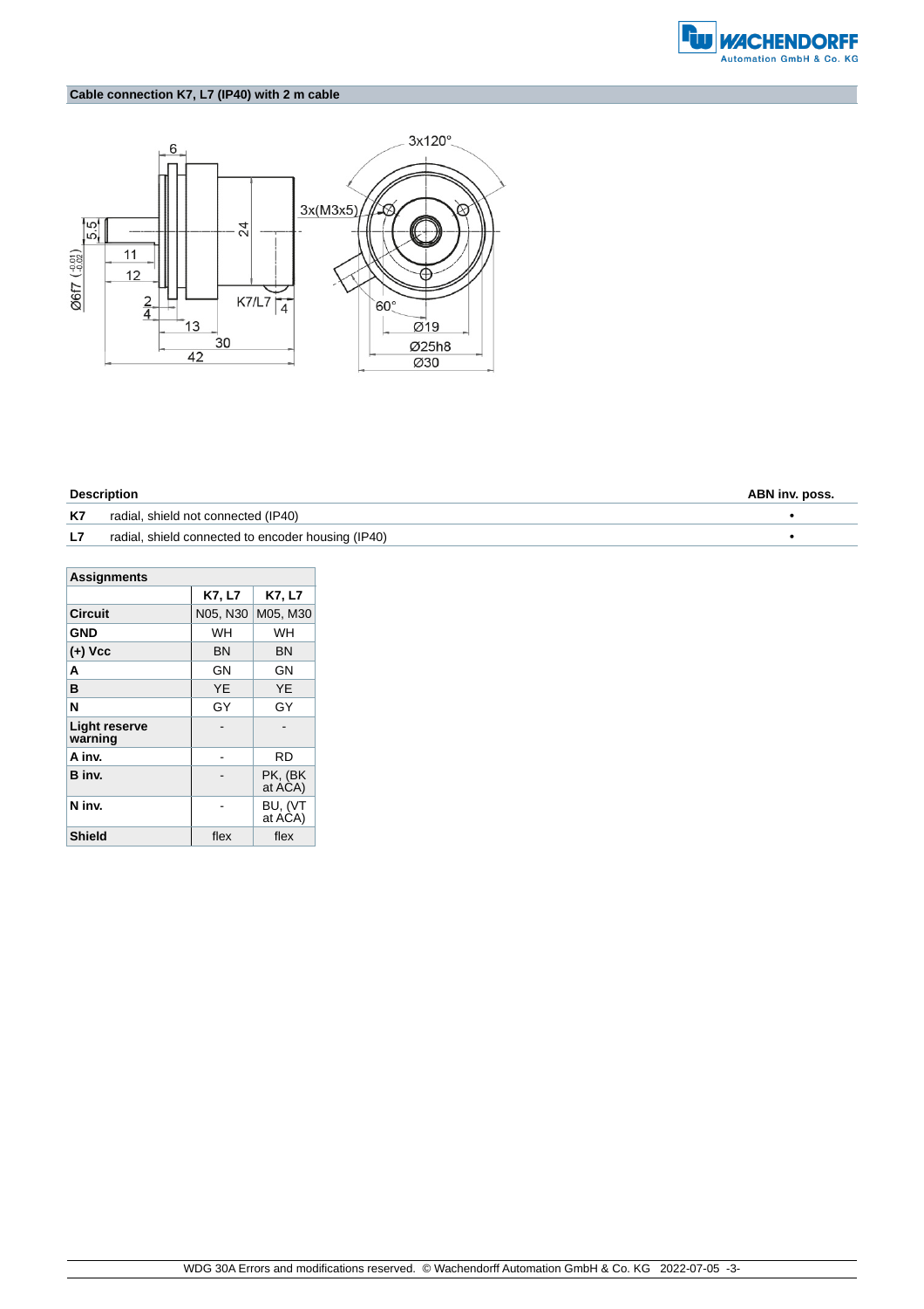## Cable connection K7, L7 (IP40) with 2 m cable

| Description | | ABN inv. poss. |
|---|---|---|
| K7 | radial, shield not connected (IP40) | • |
| L7 | radial, shield connected to encoder housing (IP40) | • |

| Assignments | | |
|---|---|---|
| | K7, L7 | K7, L7 |
| **Circuit** | N05, N30 | M05, M30 |
| **GND** | WH | WH |
| **(+) Vcc** | BN | BN |
| **A** | GN | GN |
| **B** | YE | YE |
| **N** | GY | GY |
| **Light reserve warning** | - | - |
| **A inv.** | - | RD |
| **B inv.** | - | PK, (BK at ACA) |
| **N inv.** | - | BU, (VT at ACA) |
| **Shield** | flex | flex |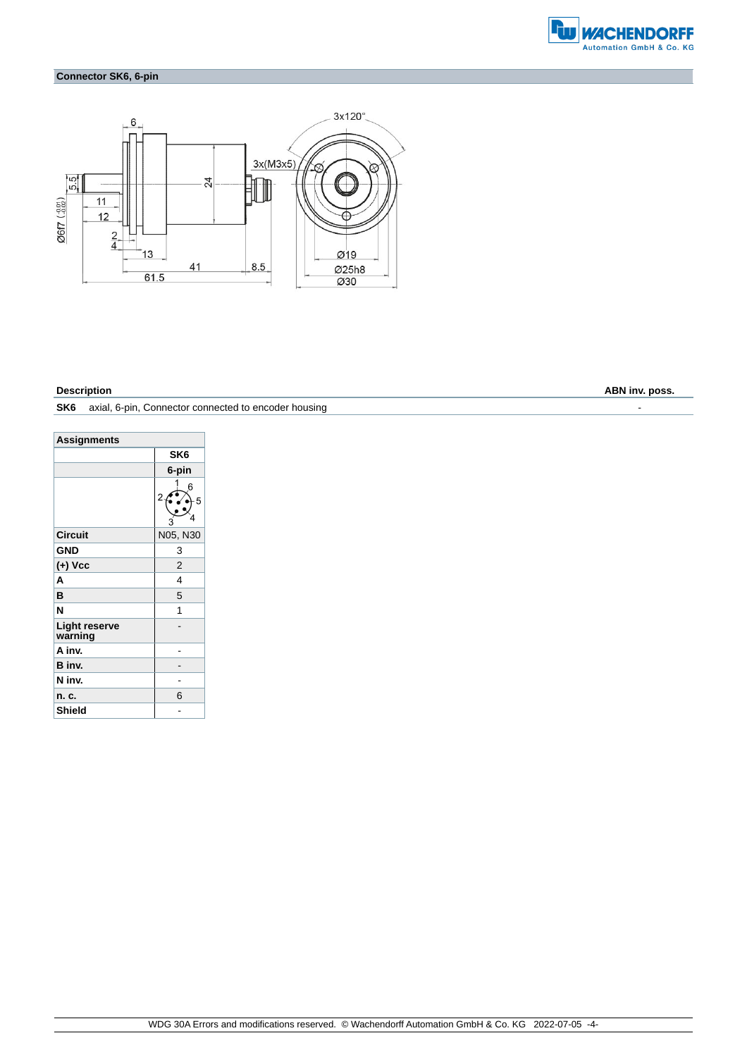## Connector SK6, 6-pin

| Description | | ABN inv. poss. |
|---|---|---|
| SK6 | axial, 6-pin, Connector connected to encoder housing | - |

| Assignments | SK6 |
|---|---|
| | 6-pin |
| Circuit | N05, N30 |
| GND | 3 |
| (+) Vcc | 2 |
| A | 4 |
| B | 5 |
| N | 1 |
| Light reserve warning | - |
| A inv. | - |
| B inv. | - |
| N inv. | - |
| n. c. | 6 |
| Shield | - |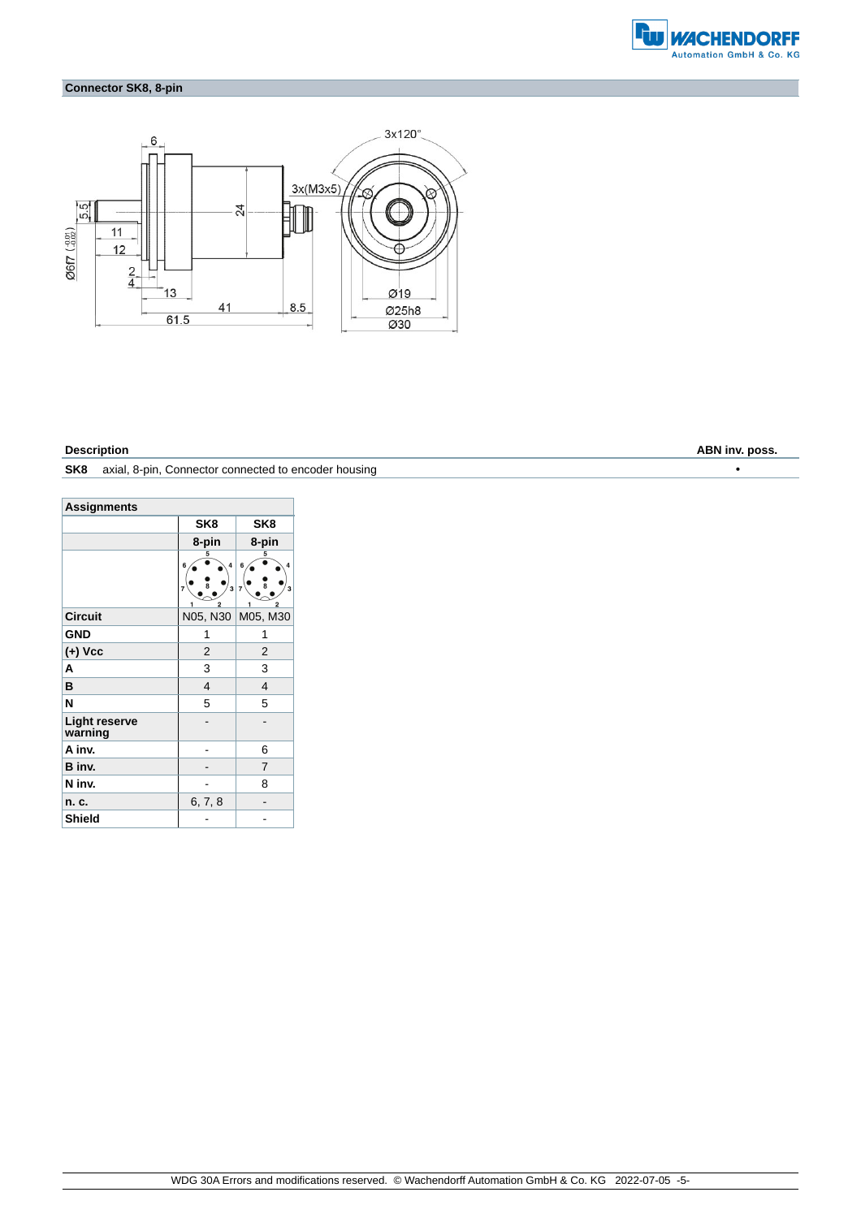## Connector SK8, 8-pin

| Description | | ABN inv. poss. |
|---|---|---|
| SK8 | axial, 8-pin, Connector connected to encoder housing | • |

| Assignments | | |
|---|---|---|
| | SK8 | SK8 |
| | 8-pin | 8-pin |
| Circuit | N05, N30 | M05, M30 |
| GND | 1 | 1 |
| (+) Vcc | 2 | 2 |
| A | 3 | 3 |
| B | 4 | 4 |
| N | 5 | 5 |
| Light reserve warning | - | - |
| A inv. | - | 6 |
| B inv. | - | 7 |
| N inv. | - | 8 |
| n. c. | 6, 7, 8 | - |
| Shield | - | - |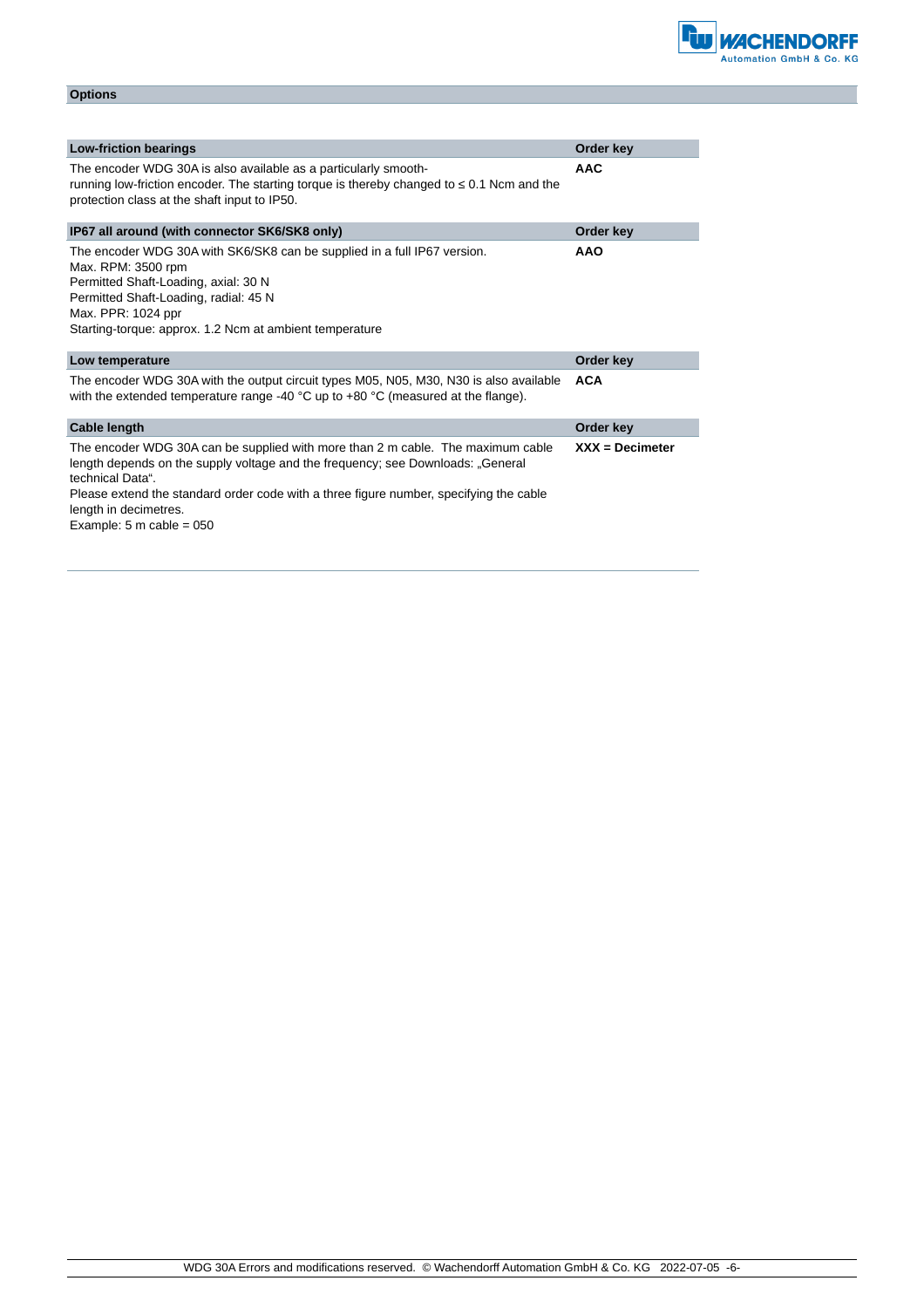## Options

| Low-friction bearings | Order key |
|---|---|
| The encoder WDG 30A is also available as a particularly smooth-running low-friction encoder. The starting torque is thereby changed to ≤ 0.1 Ncm and the protection class at the shaft input to IP50. | **AAC** |

| IP67 all around (with connector SK6/SK8 only) | Order key |
|---|---|
| The encoder WDG 30A with SK6/SK8 can be supplied in a full IP67 version.<br>Max. RPM: 3500 rpm<br>Permitted Shaft-Loading, axial: 30 N<br>Permitted Shaft-Loading, radial: 45 N<br>Max. PPR: 1024 ppr<br>Starting-torque: approx. 1.2 Ncm at ambient temperature | **AAO** |

| Low temperature | Order key |
|---|---|
| The encoder WDG 30A with the output circuit types M05, N05, M30, N30 is also available with the extended temperature range -40 °C up to +80 °C (measured at the flange). | **ACA** |

| Cable length | Order key |
|---|---|
| The encoder WDG 30A can be supplied with more than 2 m cable. The maximum cable length depends on the supply voltage and the frequency; see Downloads: „General technical Data“.<br>Please extend the standard order code with a three figure number, specifying the cable length in decimetres.<br>Example: 5 m cable = 050 | **XXX = Decimeter** |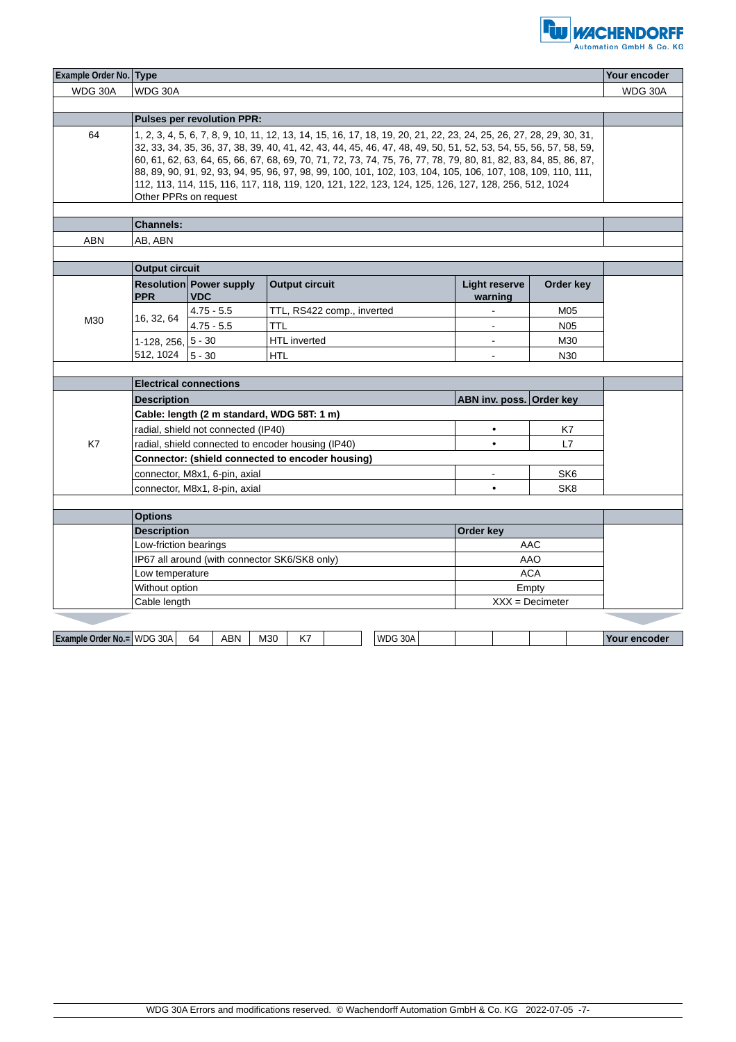| Example Order No. | Type | Your encoder |
|---|---|---|
| WDG 30A | WDG 30A | WDG 30A |

| | Pulses per revolution PPR: | |
|---|---|---|
| 64 | 1, 2, 3, 4, 5, 6, 7, 8, 9, 10, 11, 12, 13, 14, 15, 16, 17, 18, 19, 20, 21, 22, 23, 24, 25, 26, 27, 28, 29, 30, 31, 32, 33, 34, 35, 36, 37, 38, 39, 40, 41, 42, 43, 44, 45, 46, 47, 48, 49, 50, 51, 52, 53, 54, 55, 56, 57, 58, 59, 60, 61, 62, 63, 64, 65, 66, 67, 68, 69, 70, 71, 72, 73, 74, 75, 76, 77, 78, 79, 80, 81, 82, 83, 84, 85, 86, 87, 88, 89, 90, 91, 92, 93, 94, 95, 96, 97, 98, 99, 100, 101, 102, 103, 104, 105, 106, 107, 108, 109, 110, 111, 112, 113, 114, 115, 116, 117, 118, 119, 120, 121, 122, 123, 124, 125, 126, 127, 128, 256, 512, 1024<br>Other PPRs on request | |

| | Channels: | |
|---|---|---|
| ABN | AB, ABN | |

| | Output circuit | | | | | |
|---|---|---|---|---|---|---|
| | **Resolution PPR** | **Power supply VDC** | **Output circuit** | **Light reserve warning** | **Order key** | |
| M30 | 16, 32, 64 | 4.75 - 5.5 | TTL, RS422 comp., inverted | - | M05 | |
| | | 4.75 - 5.5 | TTL | - | N05 | |
| | 1-128, 256, 512, 1024 | 5 - 30 | HTL inverted | - | M30 | |
| | | 5 - 30 | HTL | - | N30 | |

| | Electrical connections | | | |
|---|---|---|---|---|
| | **Description** | **ABN inv. poss.** | **Order key** | |
| | **Cable: length (2 m standard, WDG 58T: 1 m)** | | | |
| | radial, shield not connected (IP40) | • | K7 | |
| K7 | radial, shield connected to encoder housing (IP40) | • | L7 | |
| | **Connector: (shield connected to encoder housing)** | | | |
| | connector, M8x1, 6-pin, axial | - | SK6 | |
| | connector, M8x1, 8-pin, axial | • | SK8 | |

| | Options | | |
|---|---|---|---|
| | **Description** | **Order key** | |
| | Low-friction bearings | AAC | |
| | IP67 all around (with connector SK6/SK8 only) | AAO | |
| | Low temperature | ACA | |
| | Without option | Empty | |
| | Cable length | XXX = Decimeter | |

| Example Order No.= | WDG 30A | 64 | ABN | M30 | K7 | | WDG 30A | | | | | Your encoder |
|---|---|---|---|---|---|---|---|---|---|---|---|---|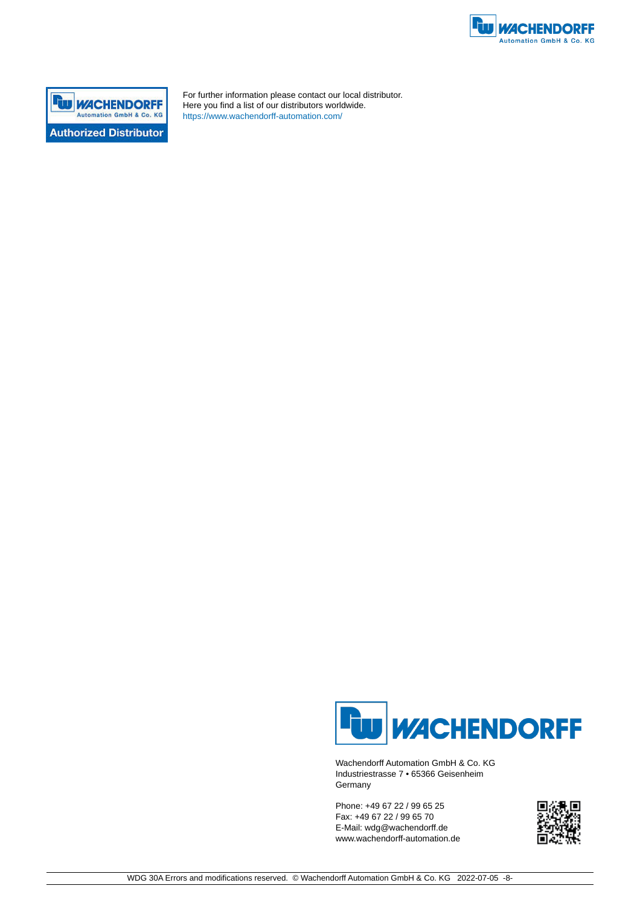Authorized Distributor

For further information please contact our local distributor.
Here you find a list of our distributors worldwide.
https://www.wachendorff-automation.com/

Wachendorff Automation GmbH & Co. KG
Industriestrasse 7 • 65366 Geisenheim
Germany

Phone: +49 67 22 / 99 65 25
Fax: +49 67 22 / 99 65 70
E-Mail: wdg@wachendorff.de
www.wachendorff-automation.de

WDG 30A Errors and modifications reserved. © Wachendorff Automation GmbH & Co. KG 2022-07-05